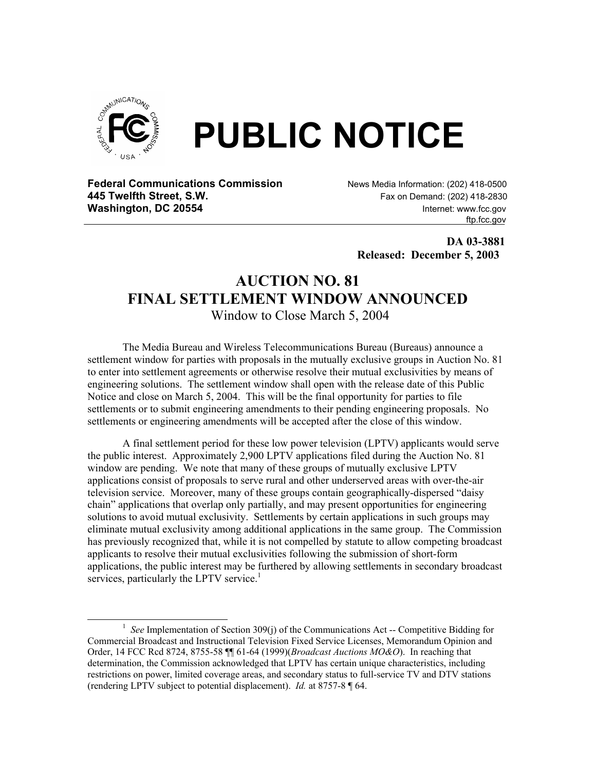# PUBLIC NOTICE

**Federal Communications Commission**
**445 Twelfth Street, S.W.**
**Washington, DC 20554**

News Media Information: (202) 418-0500
Fax on Demand: (202) 418-2830
Internet: www.fcc.gov
ftp.fcc.gov

**DA 03-3881**
**Released: December 5, 2003**

## AUCTION NO. 81
## FINAL SETTLEMENT WINDOW ANNOUNCED
Window to Close March 5, 2004

The Media Bureau and Wireless Telecommunications Bureau (Bureaus) announce a settlement window for parties with proposals in the mutually exclusive groups in Auction No. 81 to enter into settlement agreements or otherwise resolve their mutual exclusivities by means of engineering solutions. The settlement window shall open with the release date of this Public Notice and close on March 5, 2004. This will be the final opportunity for parties to file settlements or to submit engineering amendments to their pending engineering proposals. No settlements or engineering amendments will be accepted after the close of this window.

A final settlement period for these low power television (LPTV) applicants would serve the public interest. Approximately 2,900 LPTV applications filed during the Auction No. 81 window are pending. We note that many of these groups of mutually exclusive LPTV applications consist of proposals to serve rural and other underserved areas with over-the-air television service. Moreover, many of these groups contain geographically-dispersed "daisy chain" applications that overlap only partially, and may present opportunities for engineering solutions to avoid mutual exclusivity. Settlements by certain applications in such groups may eliminate mutual exclusivity among additional applications in the same group. The Commission has previously recognized that, while it is not compelled by statute to allow competing broadcast applicants to resolve their mutual exclusivities following the submission of short-form applications, the public interest may be furthered by allowing settlements in secondary broadcast services, particularly the LPTV service.[1]

---

[1] *See* Implementation of Section 309(j) of the Communications Act -- Competitive Bidding for Commercial Broadcast and Instructional Television Fixed Service Licenses, Memorandum Opinion and Order, 14 FCC Rcd 8724, 8755-58 ¶¶ 61-64 (1999)(*Broadcast Auctions MO&O*). In reaching that determination, the Commission acknowledged that LPTV has certain unique characteristics, including restrictions on power, limited coverage areas, and secondary status to full-service TV and DTV stations (rendering LPTV subject to potential displacement). *Id.* at 8757-8 ¶ 64.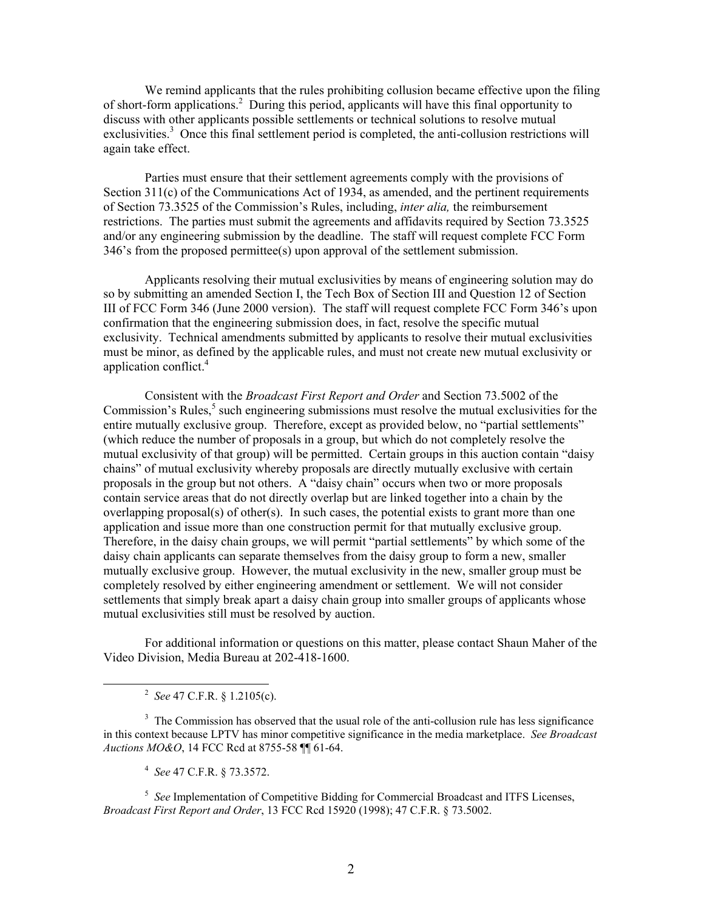We remind applicants that the rules prohibiting collusion became effective upon the filing of short-form applications.[2] During this period, applicants will have this final opportunity to discuss with other applicants possible settlements or technical solutions to resolve mutual exclusivities.[3] Once this final settlement period is completed, the anti-collusion restrictions will again take effect.

Parties must ensure that their settlement agreements comply with the provisions of Section 311(c) of the Communications Act of 1934, as amended, and the pertinent requirements of Section 73.3525 of the Commission's Rules, including, *inter alia,* the reimbursement restrictions. The parties must submit the agreements and affidavits required by Section 73.3525 and/or any engineering submission by the deadline. The staff will request complete FCC Form 346's from the proposed permittee(s) upon approval of the settlement submission.

Applicants resolving their mutual exclusivities by means of engineering solution may do so by submitting an amended Section I, the Tech Box of Section III and Question 12 of Section III of FCC Form 346 (June 2000 version). The staff will request complete FCC Form 346's upon confirmation that the engineering submission does, in fact, resolve the specific mutual exclusivity. Technical amendments submitted by applicants to resolve their mutual exclusivities must be minor, as defined by the applicable rules, and must not create new mutual exclusivity or application conflict.[4]

Consistent with the *Broadcast First Report and Order* and Section 73.5002 of the Commission's Rules,[5] such engineering submissions must resolve the mutual exclusivities for the entire mutually exclusive group. Therefore, except as provided below, no "partial settlements" (which reduce the number of proposals in a group, but which do not completely resolve the mutual exclusivity of that group) will be permitted. Certain groups in this auction contain "daisy chains" of mutual exclusivity whereby proposals are directly mutually exclusive with certain proposals in the group but not others. A "daisy chain" occurs when two or more proposals contain service areas that do not directly overlap but are linked together into a chain by the overlapping proposal(s) of other(s). In such cases, the potential exists to grant more than one application and issue more than one construction permit for that mutually exclusive group. Therefore, in the daisy chain groups, we will permit "partial settlements" by which some of the daisy chain applicants can separate themselves from the daisy group to form a new, smaller mutually exclusive group. However, the mutual exclusivity in the new, smaller group must be completely resolved by either engineering amendment or settlement. We will not consider settlements that simply break apart a daisy chain group into smaller groups of applicants whose mutual exclusivities still must be resolved by auction.

For additional information or questions on this matter, please contact Shaun Maher of the Video Division, Media Bureau at 202-418-1600.

---

[2] *See* 47 C.F.R. § 1.2105(c).

[3] The Commission has observed that the usual role of the anti-collusion rule has less significance in this context because LPTV has minor competitive significance in the media marketplace. *See Broadcast Auctions MO&O*, 14 FCC Rcd at 8755-58 ¶¶ 61-64.

[4] *See* 47 C.F.R. § 73.3572.

[5] *See* Implementation of Competitive Bidding for Commercial Broadcast and ITFS Licenses, *Broadcast First Report and Order*, 13 FCC Rcd 15920 (1998); 47 C.F.R. § 73.5002.